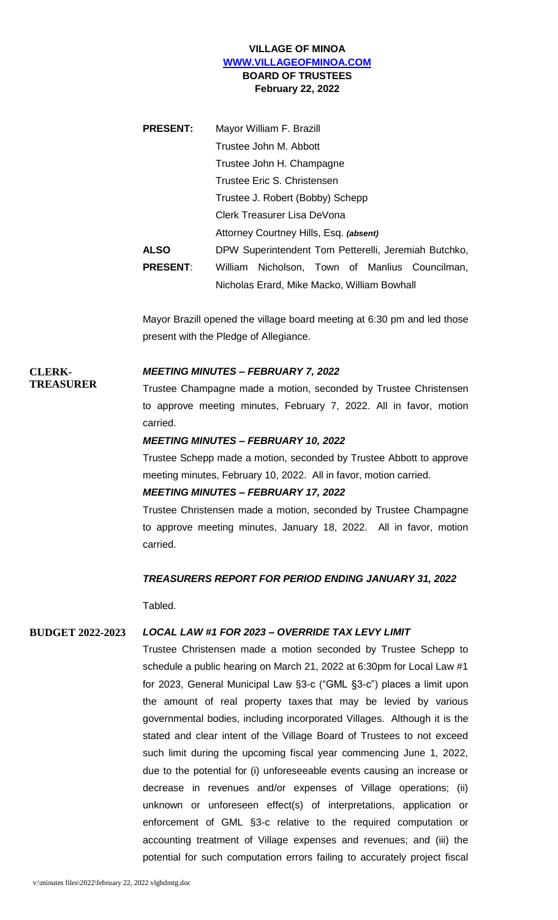**VILLAGE OF MINOA**
**WWW.VILLAGEOFMINOA.COM**
**BOARD OF TRUSTEES**
**February 22, 2022**

**PRESENT:** Mayor William F. Brazill
Trustee John M. Abbott
Trustee John H. Champagne
Trustee Eric S. Christensen
Trustee J. Robert (Bobby) Schepp
Clerk Treasurer Lisa DeVona
Attorney Courtney Hills, Esq. ***(absent)***

**ALSO PRESENT**: DPW Superintendent Tom Petterelli, Jeremiah Butchko, William Nicholson, Town of Manlius Councilman, Nicholas Erard, Mike Macko, William Bowhall

Mayor Brazill opened the village board meeting at 6:30 pm and led those present with the Pledge of Allegiance.

**CLERK-TREASURER**

***MEETING MINUTES – FEBRUARY 7, 2022***

Trustee Champagne made a motion, seconded by Trustee Christensen to approve meeting minutes, February 7, 2022. All in favor, motion carried.

***MEETING MINUTES – FEBRUARY 10, 2022***

Trustee Schepp made a motion, seconded by Trustee Abbott to approve meeting minutes, February 10, 2022. All in favor, motion carried.

***MEETING MINUTES – FEBRUARY 17, 2022***

Trustee Christensen made a motion, seconded by Trustee Champagne to approve meeting minutes, January 18, 2022. All in favor, motion carried.

***TREASURERS REPORT FOR PERIOD ENDING JANUARY 31, 2022***

Tabled.

**BUDGET 2022-2023**

***LOCAL LAW #1 FOR 2023 – OVERRIDE TAX LEVY LIMIT***

Trustee Christensen made a motion seconded by Trustee Schepp to schedule a public hearing on March 21, 2022 at 6:30pm for Local Law #1 for 2023, General Municipal Law §3-c ("GML §3-c") places a limit upon the amount of real property taxes that may be levied by various governmental bodies, including incorporated Villages. Although it is the stated and clear intent of the Village Board of Trustees to not exceed such limit during the upcoming fiscal year commencing June 1, 2022, due to the potential for (i) unforeseeable events causing an increase or decrease in revenues and/or expenses of Village operations; (ii) unknown or unforeseen effect(s) of interpretations, application or enforcement of GML §3-c relative to the required computation or accounting treatment of Village expenses and revenues; and (iii) the potential for such computation errors failing to accurately project fiscal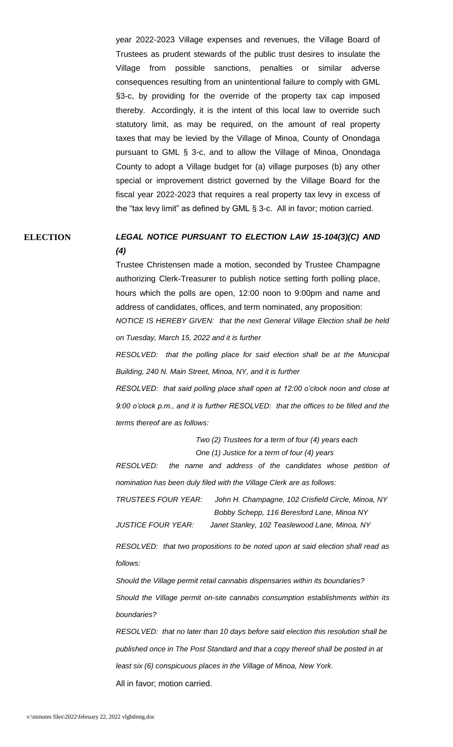year 2022-2023 Village expenses and revenues, the Village Board of Trustees as prudent stewards of the public trust desires to insulate the Village from possible sanctions, penalties or similar adverse consequences resulting from an unintentional failure to comply with GML §3-c, by providing for the override of the property tax cap imposed thereby. Accordingly, it is the intent of this local law to override such statutory limit, as may be required, on the amount of real property taxes that may be levied by the Village of Minoa, County of Onondaga pursuant to GML § 3-c, and to allow the Village of Minoa, Onondaga County to adopt a Village budget for (a) village purposes (b) any other special or improvement district governed by the Village Board for the fiscal year 2022-2023 that requires a real property tax levy in excess of the "tax levy limit" as defined by GML § 3-c. All in favor; motion carried.

**ELECTION**

***LEGAL NOTICE PURSUANT TO ELECTION LAW 15-104(3)(C) AND (4)***

Trustee Christensen made a motion, seconded by Trustee Champagne authorizing Clerk-Treasurer to publish notice setting forth polling place, hours which the polls are open, 12:00 noon to 9:00pm and name and address of candidates, offices, and term nominated, any proposition:

*NOTICE IS HEREBY GIVEN: that the next General Village Election shall be held on Tuesday, March 15, 2022 and it is further*

*RESOLVED: that the polling place for said election shall be at the Municipal Building, 240 N. Main Street, Minoa, NY, and it is further*

*RESOLVED: that said polling place shall open at 12:00 o'clock noon and close at 9:00 o'clock p.m., and it is further RESOLVED: that the offices to be filled and the terms thereof are as follows:*

*Two (2) Trustees for a term of four (4) years each*
*One (1) Justice for a term of four (4) years*

*RESOLVED: the name and address of the candidates whose petition of nomination has been duly filed with the Village Clerk are as follows:*

*TRUSTEES FOUR YEAR: John H. Champagne, 102 Crisfield Circle, Minoa, NY*
*Bobby Schepp, 116 Beresford Lane, Minoa NY*
*JUSTICE FOUR YEAR: Janet Stanley, 102 Teaslewood Lane, Minoa, NY*

*RESOLVED: that two propositions to be noted upon at said election shall read as follows:*

*Should the Village permit retail cannabis dispensaries within its boundaries?*

*Should the Village permit on-site cannabis consumption establishments within its boundaries?*

*RESOLVED: that no later than 10 days before said election this resolution shall be published once in The Post Standard and that a copy thereof shall be posted in at least six (6) conspicuous places in the Village of Minoa, New York.*

All in favor; motion carried.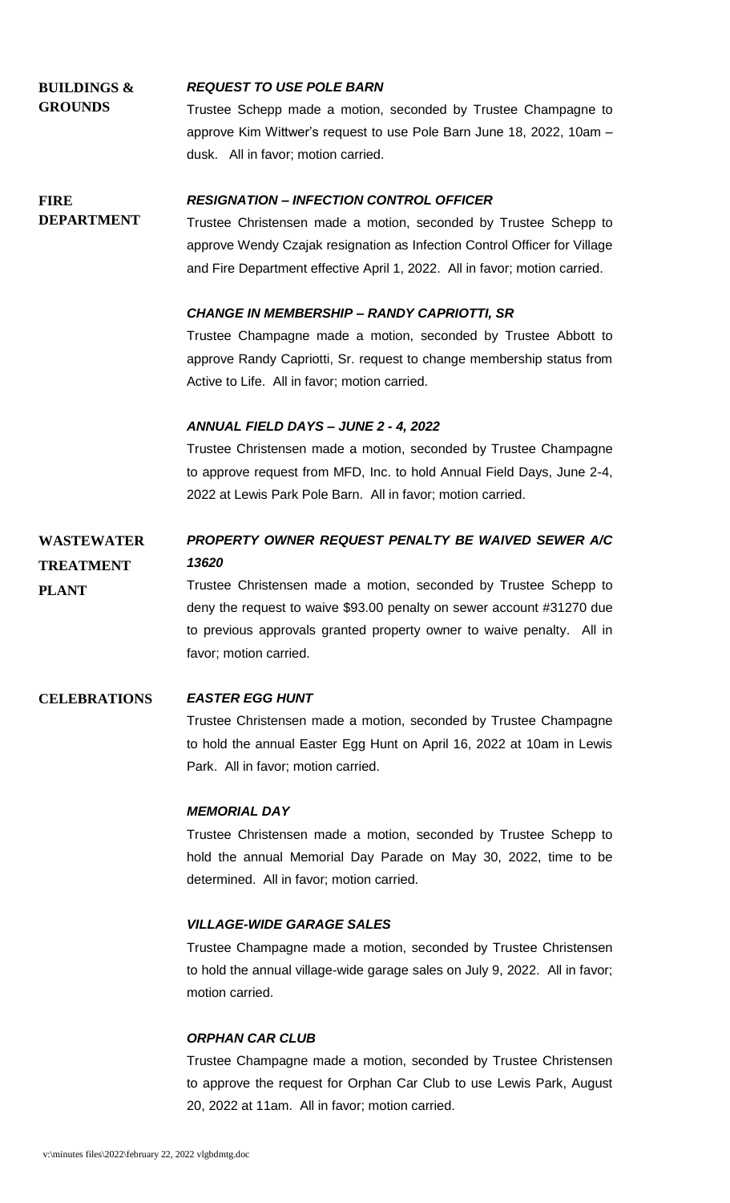## BUILDINGS & GROUNDS

***REQUEST TO USE POLE BARN***

Trustee Schepp made a motion, seconded by Trustee Champagne to approve Kim Wittwer's request to use Pole Barn June 18, 2022, 10am – dusk. All in favor; motion carried.

## FIRE DEPARTMENT

***RESIGNATION – INFECTION CONTROL OFFICER***

Trustee Christensen made a motion, seconded by Trustee Schepp to approve Wendy Czajak resignation as Infection Control Officer for Village and Fire Department effective April 1, 2022. All in favor; motion carried.

***CHANGE IN MEMBERSHIP – RANDY CAPRIOTTI, SR***

Trustee Champagne made a motion, seconded by Trustee Abbott to approve Randy Capriotti, Sr. request to change membership status from Active to Life. All in favor; motion carried.

***ANNUAL FIELD DAYS – JUNE 2 - 4, 2022***

Trustee Christensen made a motion, seconded by Trustee Champagne to approve request from MFD, Inc. to hold Annual Field Days, June 2-4, 2022 at Lewis Park Pole Barn. All in favor; motion carried.

## WASTEWATER TREATMENT PLANT

***PROPERTY OWNER REQUEST PENALTY BE WAIVED SEWER A/C 13620***

Trustee Christensen made a motion, seconded by Trustee Schepp to deny the request to waive $93.00 penalty on sewer account #31270 due to previous approvals granted property owner to waive penalty. All in favor; motion carried.

## CELEBRATIONS

***EASTER EGG HUNT***

Trustee Christensen made a motion, seconded by Trustee Champagne to hold the annual Easter Egg Hunt on April 16, 2022 at 10am in Lewis Park. All in favor; motion carried.

***MEMORIAL DAY***

Trustee Christensen made a motion, seconded by Trustee Schepp to hold the annual Memorial Day Parade on May 30, 2022, time to be determined. All in favor; motion carried.

***VILLAGE-WIDE GARAGE SALES***

Trustee Champagne made a motion, seconded by Trustee Christensen to hold the annual village-wide garage sales on July 9, 2022. All in favor; motion carried.

***ORPHAN CAR CLUB***

Trustee Champagne made a motion, seconded by Trustee Christensen to approve the request for Orphan Car Club to use Lewis Park, August 20, 2022 at 11am. All in favor; motion carried.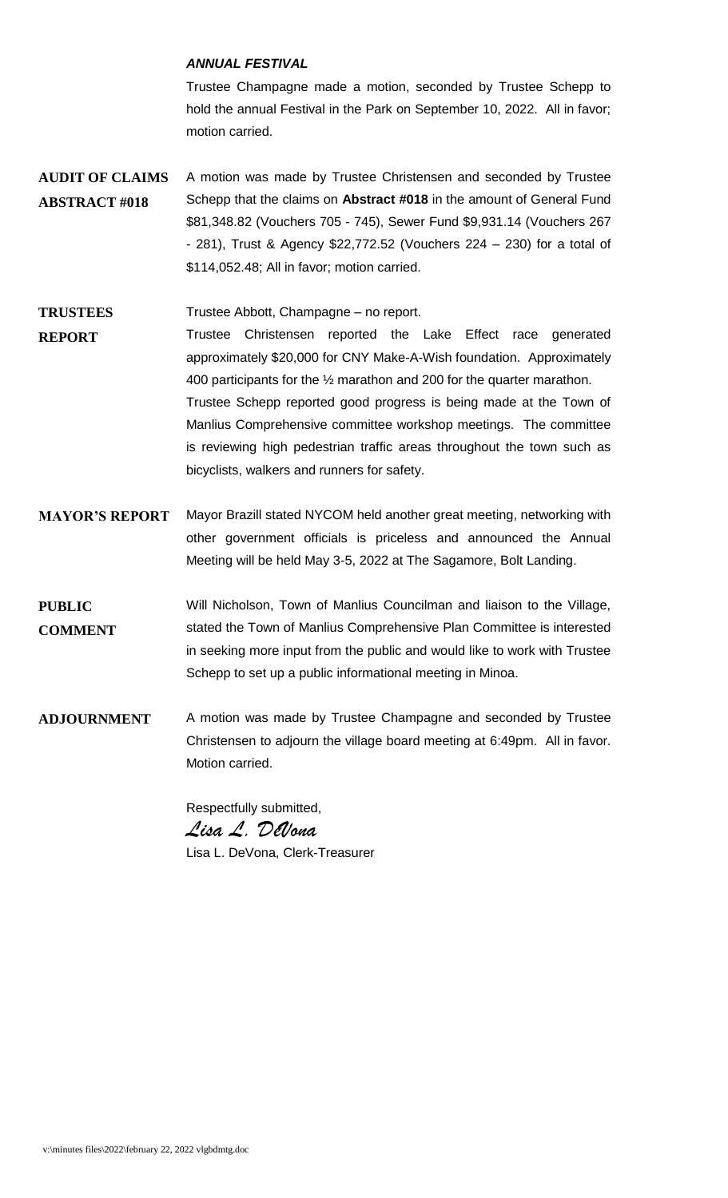***ANNUAL FESTIVAL***

Trustee Champagne made a motion, seconded by Trustee Schepp to hold the annual Festival in the Park on September 10, 2022. All in favor; motion carried.

**AUDIT OF CLAIMS ABSTRACT #018**

A motion was made by Trustee Christensen and seconded by Trustee Schepp that the claims on **Abstract #018** in the amount of General Fund \$81,348.82 (Vouchers 705 - 745), Sewer Fund \$9,931.14 (Vouchers 267 - 281), Trust & Agency \$22,772.52 (Vouchers 224 – 230) for a total of \$114,052.48; All in favor; motion carried.

**TRUSTEES REPORT**

Trustee Abbott, Champagne – no report.

Trustee Christensen reported the Lake Effect race generated approximately \$20,000 for CNY Make-A-Wish foundation. Approximately 400 participants for the ½ marathon and 200 for the quarter marathon.

Trustee Schepp reported good progress is being made at the Town of Manlius Comprehensive committee workshop meetings. The committee is reviewing high pedestrian traffic areas throughout the town such as bicyclists, walkers and runners for safety.

**MAYOR'S REPORT**

Mayor Brazill stated NYCOM held another great meeting, networking with other government officials is priceless and announced the Annual Meeting will be held May 3-5, 2022 at The Sagamore, Bolt Landing.

**PUBLIC COMMENT**

Will Nicholson, Town of Manlius Councilman and liaison to the Village, stated the Town of Manlius Comprehensive Plan Committee is interested in seeking more input from the public and would like to work with Trustee Schepp to set up a public informational meeting in Minoa.

**ADJOURNMENT**

A motion was made by Trustee Champagne and seconded by Trustee Christensen to adjourn the village board meeting at 6:49pm. All in favor. Motion carried.

Respectfully submitted,

*Lisa L. DeVona*

Lisa L. DeVona, Clerk-Treasurer

v:\minutes files\2022\february 22, 2022 vlgbdmtg.doc